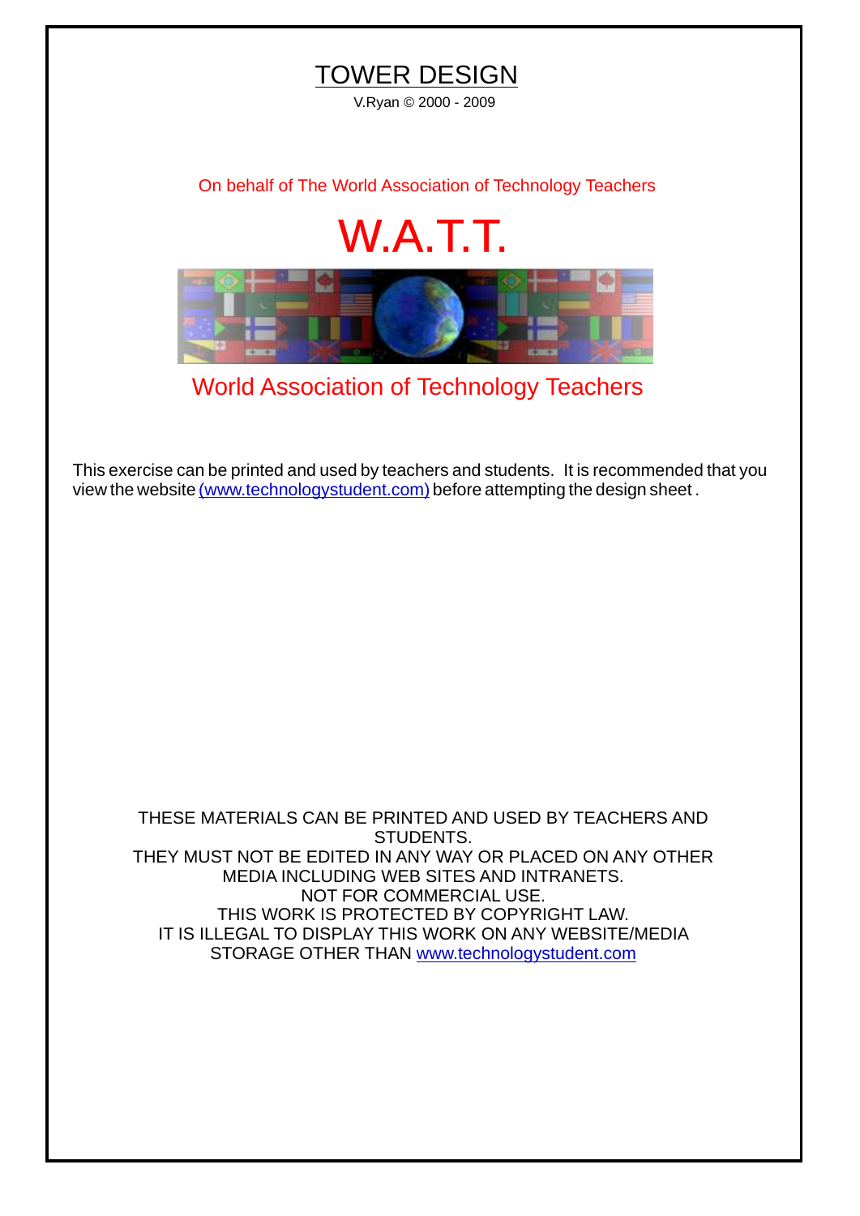# TOWER DESIGN

V.Ryan © 2000 - 2009

On behalf of The World Association of Technology Teachers

## W.A.T.T.

World Association of Technology Teachers

This exercise can be printed and used by teachers and students. It is recommended that you view the website (www.technologystudent.com) before attempting the design sheet .

THESE MATERIALS CAN BE PRINTED AND USED BY TEACHERS AND STUDENTS.
THEY MUST NOT BE EDITED IN ANY WAY OR PLACED ON ANY OTHER MEDIA INCLUDING WEB SITES AND INTRANETS.
NOT FOR COMMERCIAL USE.
THIS WORK IS PROTECTED BY COPYRIGHT LAW.
IT IS ILLEGAL TO DISPLAY THIS WORK ON ANY WEBSITE/MEDIA STORAGE OTHER THAN www.technologystudent.com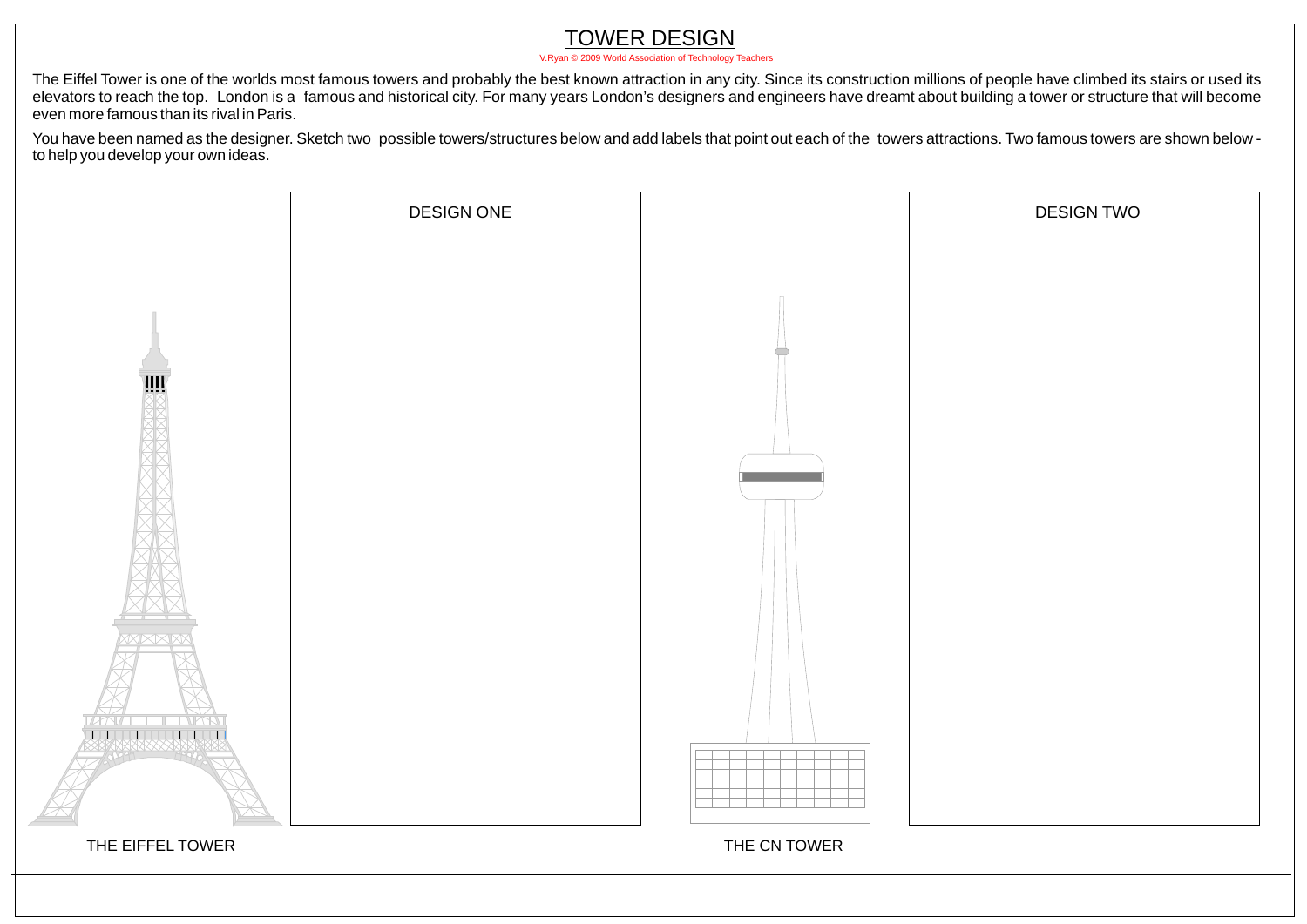# TOWER DESIGN

V.Ryan © 2009 World Association of Technology Teachers

The Eiffel Tower is one of the worlds most famous towers and probably the best known attraction in any city. Since its construction millions of people have climbed its stairs or used its elevators to reach the top. London is a famous and historical city. For many years London's designers and engineers have dreamt about building a tower or structure that will become even more famous than its rival in Paris.

You have been named as the designer. Sketch two possible towers/structures below and add labels that point out each of the towers attractions. Two famous towers are shown below - to help you develop your own ideas.

DESIGN ONE

DESIGN TWO

THE EIFFEL TOWER

THE CN TOWER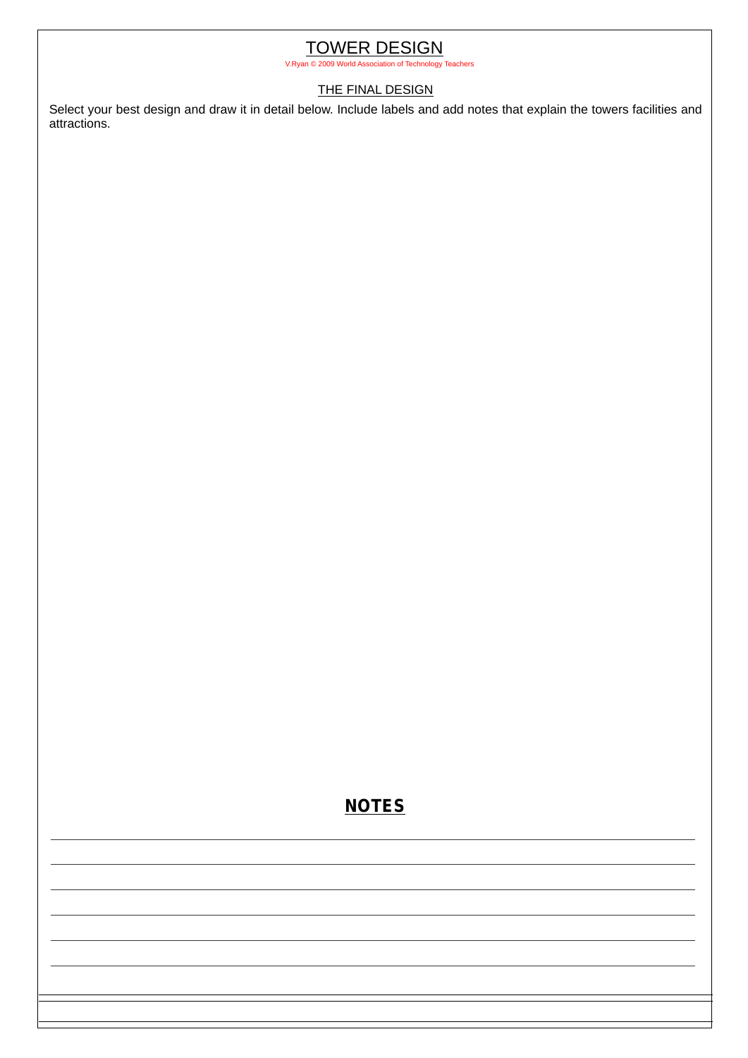# TOWER DESIGN

V.Ryan © 2009 World Association of Technology Teachers

## THE FINAL DESIGN

Select your best design and draw it in detail below. Include labels and add notes that explain the towers facilities and attractions.

## **NOTES**